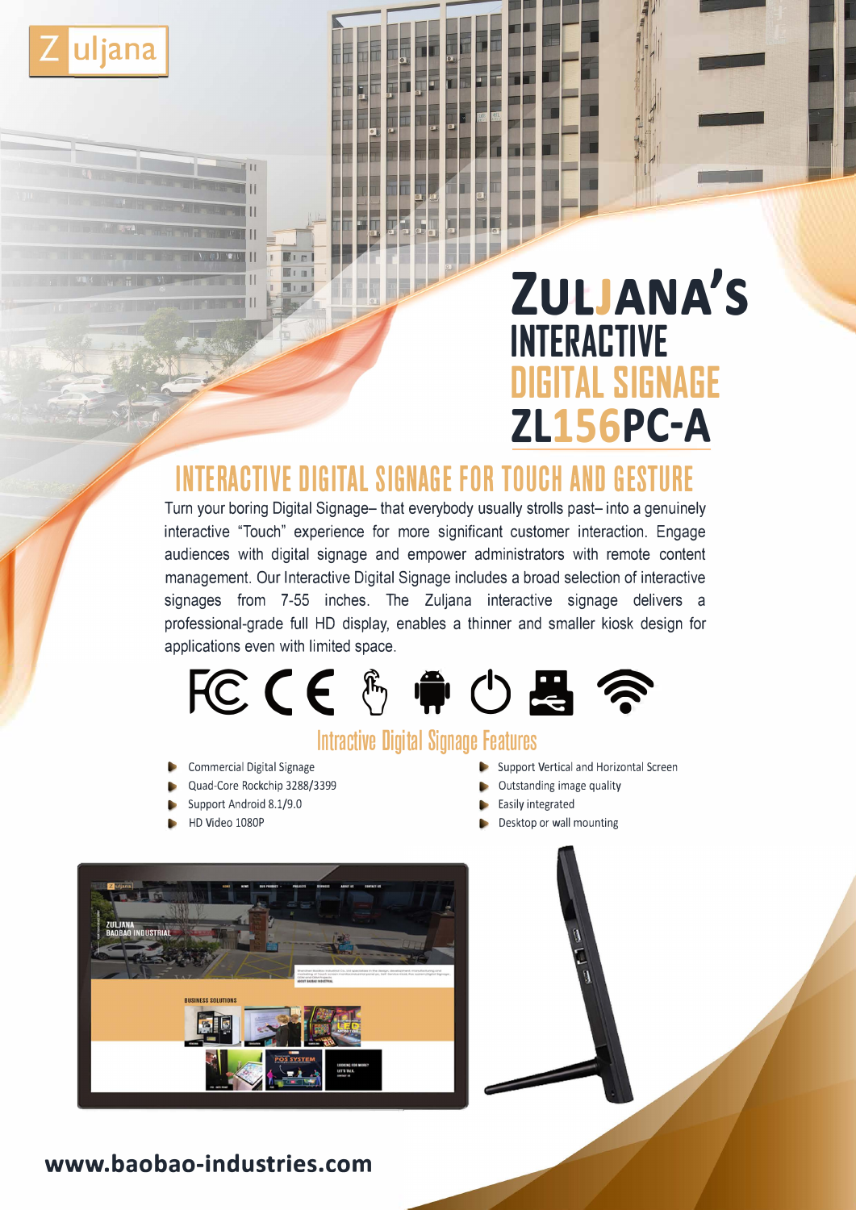Zuljana

# ZULJANA'S INTERACTIVE DIGITAL SIGNAGE ZL156PC-A

## INTERACTIVE DIGITAL SIGNAGE FOR TOUCH AND GESTURE

Turn your boring Digital Signage– that everybody usually strolls past– into a genuinely interactive "Touch" experience for more significant customer interaction. Engage audiences with digital signage and empower administrators with remote content management. Our Interactive Digital Signage includes a broad selection of interactive signages from 7-55 inches. The Zuljana interactive signage delivers a professional-grade full HD display, enables a thinner and smaller kiosk design for applications even with limited space.

### Intractive Digital Signage Features

- Commercial Digital Signage
- Quad-Core Rockchip 3288/3399
- Support Android 8.1/9.0
- HD Video 1080P
- Support Vertical and Horizontal Screen
- Outstanding image quality
- Easily integrated
- Desktop or wall mounting

www.baobao-industries.com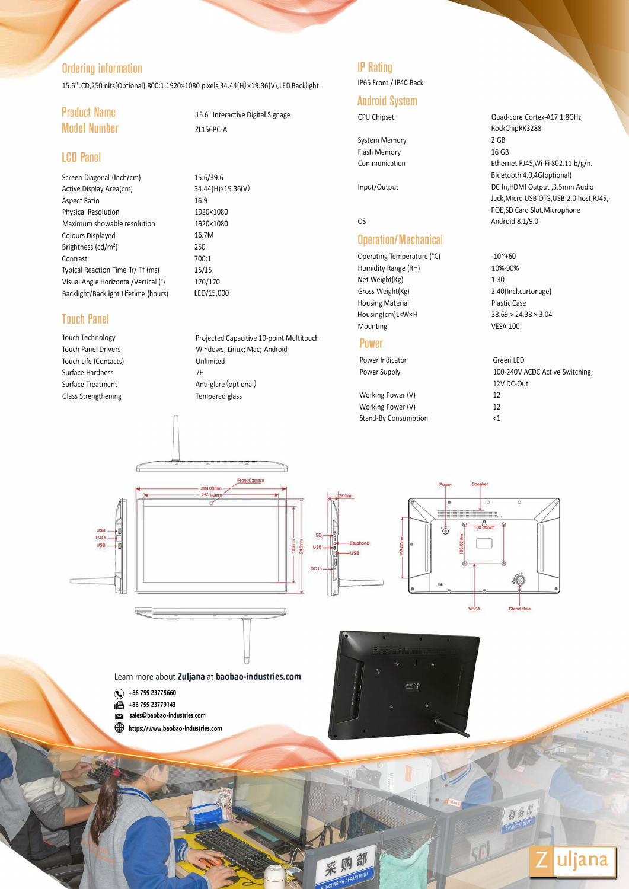## Ordering information

15.6"LCD,250 nits(Optional),800:1,1920×1080 pixels,34.44(H)×19.36(V),LED Backlight

| | |
|---|---|
| **Product Name** | 15.6" Interactive Digital Signage |
| **Model Number** | ZL156PC-A |

## LCD Panel

| | |
|---|---|
| Screen Diagonal (Inch/cm) | 15.6/39.6 |
| Active Display Area(cm) | 34.44(H)×19.36(V) |
| Aspect Ratio | 16:9 |
| Physical Resolution | 1920×1080 |
| Maximum showable resolution | 1920×1080 |
| Colours Displayed | 16.7M |
| Brightness (cd/m²) | 250 |
| Contrast | 700:1 |
| Typical Reaction Time Tr/ Tf (ms) | 15/15 |
| Visual Angle Horizontal/Vertical (°) | 170/170 |
| Backlight/Backlight Lifetime (hours) | LED/15,000 |

## Touch Panel

| | |
|---|---|
| Touch Technology | Projected Capacitive 10-point Multitouch |
| Touch Panel Drivers | Windows; Linux; Mac; Android |
| Touch Life (Contacts) | Unlimited |
| Surface Hardness | 7H |
| Surface Treatment | Anti-glare (optional) |
| Glass Strengthening | Tempered glass |

## IP Rating

IP65 Front / IP40 Back

## Android System

| | |
|---|---|
| CPU Chipset | Quad-core Cortex-A17 1.8GHz, RockChipRK3288 |
| System Memory | 2 GB |
| Flash Memory | 16 GB |
| Communication | Ethernet RJ45,Wi-Fi 802.11 b/g/n. Bluetooth 4.0,4G(optional) |
| Input/Output | DC In,HDMI Output ,3.5mm Audio Jack,Micro USB OTG,USB 2.0 host,RJ45,-POE,SD Card Slot,Microphone |
| OS | Android 8.1/9.0 |

## Operation/Mechanical

| | |
|---|---|
| Operating Temperature (°C) | -10~+60 |
| Humidity Range (RH) | 10%-90% |
| Net Weight(Kg) | 1.30 |
| Gross Weight(Kg) | 2.40(Incl.cartonage) |
| Housing Material | Plastic Case |
| Housing(cm)L×W×H | 38.69 × 24.38 × 3.04 |
| Mounting | VESA 100 |

## Power

| | |
|---|---|
| Power Indicator | Green LED |
| Power Supply | 100-240V ACDC Active Switching; 12V DC-Out |
| Working Power (V) | 12 |
| Working Power (V) | 12 |
| Stand-By Consumption | <1 |

Front Camera
388.00mm
347.00mm
195mm
245mm
27mm
USB
RJ45
USB
SD
USB
DC In
Earphone
USB
Power
Speaker
100.00mm
100.00mm
156.00mm
VESA
Stand Hole

Learn more about **Zuljana** at **baobao-industries.com**

+86 755 23775660

+86 755 23779143

sales@baobao-industries.com

https://www.baobao-industries.com